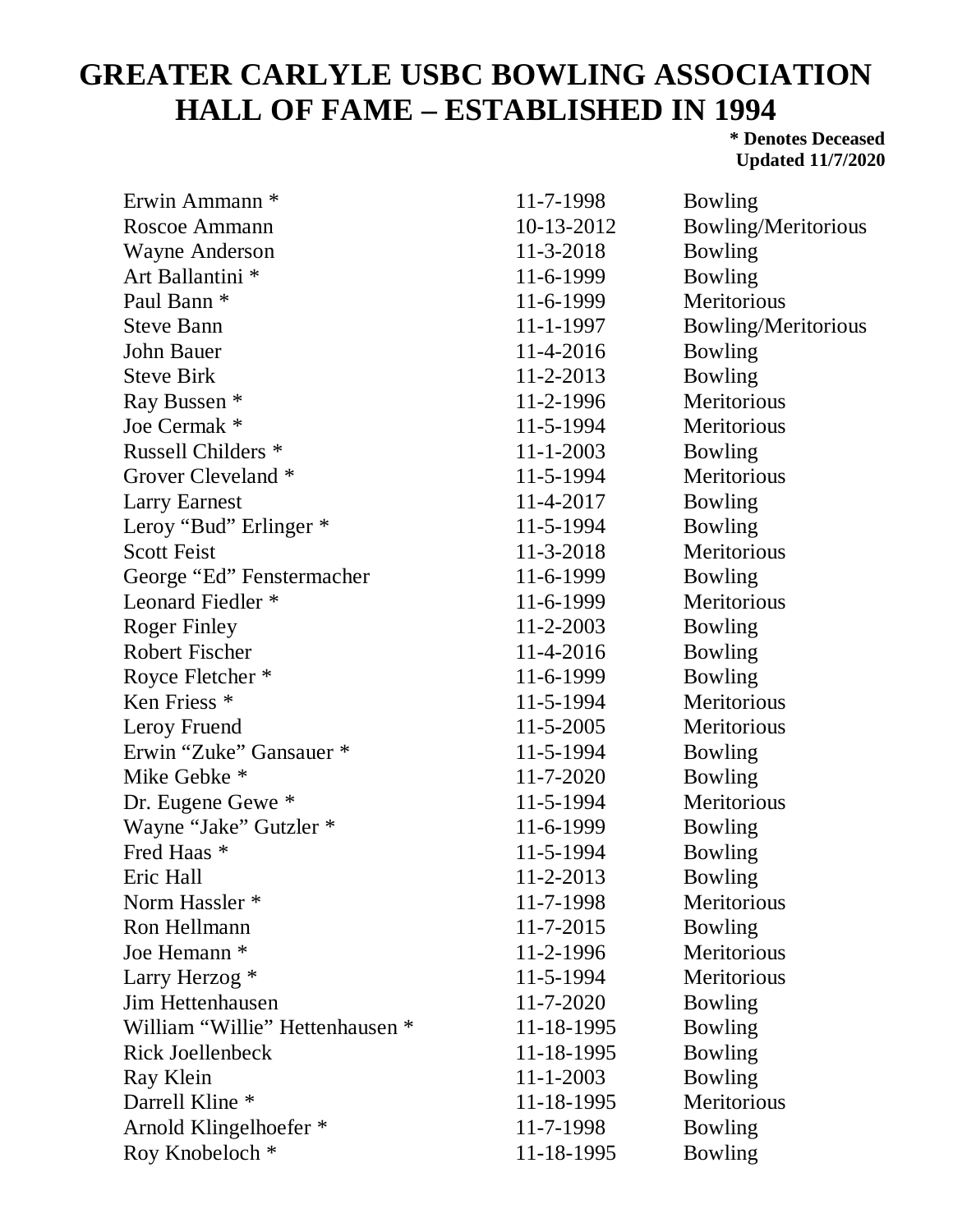# GREATER CARLYLE USBC BOWLING ASSOCIATION HALL OF FAME – ESTABLISHED IN 1994

**\* Denotes Deceased**
**Updated 11/7/2020**

| Name | Date | Category |
|---|---|---|
| Erwin Ammann * | 11-7-1998 | Bowling |
| Roscoe Ammann | 10-13-2012 | Bowling/Meritorious |
| Wayne Anderson | 11-3-2018 | Bowling |
| Art Ballantini * | 11-6-1999 | Bowling |
| Paul Bann * | 11-6-1999 | Meritorious |
| Steve Bann | 11-1-1997 | Bowling/Meritorious |
| John Bauer | 11-4-2016 | Bowling |
| Steve Birk | 11-2-2013 | Bowling |
| Ray Bussen * | 11-2-1996 | Meritorious |
| Joe Cermak * | 11-5-1994 | Meritorious |
| Russell Childers * | 11-1-2003 | Bowling |
| Grover Cleveland * | 11-5-1994 | Meritorious |
| Larry Earnest | 11-4-2017 | Bowling |
| Leroy "Bud" Erlinger * | 11-5-1994 | Bowling |
| Scott Feist | 11-3-2018 | Meritorious |
| George "Ed" Fenstermacher | 11-6-1999 | Bowling |
| Leonard Fiedler * | 11-6-1999 | Meritorious |
| Roger Finley | 11-2-2003 | Bowling |
| Robert Fischer | 11-4-2016 | Bowling |
| Royce Fletcher * | 11-6-1999 | Bowling |
| Ken Friess * | 11-5-1994 | Meritorious |
| Leroy Fruend | 11-5-2005 | Meritorious |
| Erwin "Zuke" Gansauer * | 11-5-1994 | Bowling |
| Mike Gebke * | 11-7-2020 | Bowling |
| Dr. Eugene Gewe * | 11-5-1994 | Meritorious |
| Wayne "Jake" Gutzler * | 11-6-1999 | Bowling |
| Fred Haas * | 11-5-1994 | Bowling |
| Eric Hall | 11-2-2013 | Bowling |
| Norm Hassler * | 11-7-1998 | Meritorious |
| Ron Hellmann | 11-7-2015 | Bowling |
| Joe Hemann * | 11-2-1996 | Meritorious |
| Larry Herzog * | 11-5-1994 | Meritorious |
| Jim Hettenhausen | 11-7-2020 | Bowling |
| William "Willie" Hettenhausen * | 11-18-1995 | Bowling |
| Rick Joellenbeck | 11-18-1995 | Bowling |
| Ray Klein | 11-1-2003 | Bowling |
| Darrell Kline * | 11-18-1995 | Meritorious |
| Arnold Klingelhoefer * | 11-7-1998 | Bowling |
| Roy Knobeloch * | 11-18-1995 | Bowling |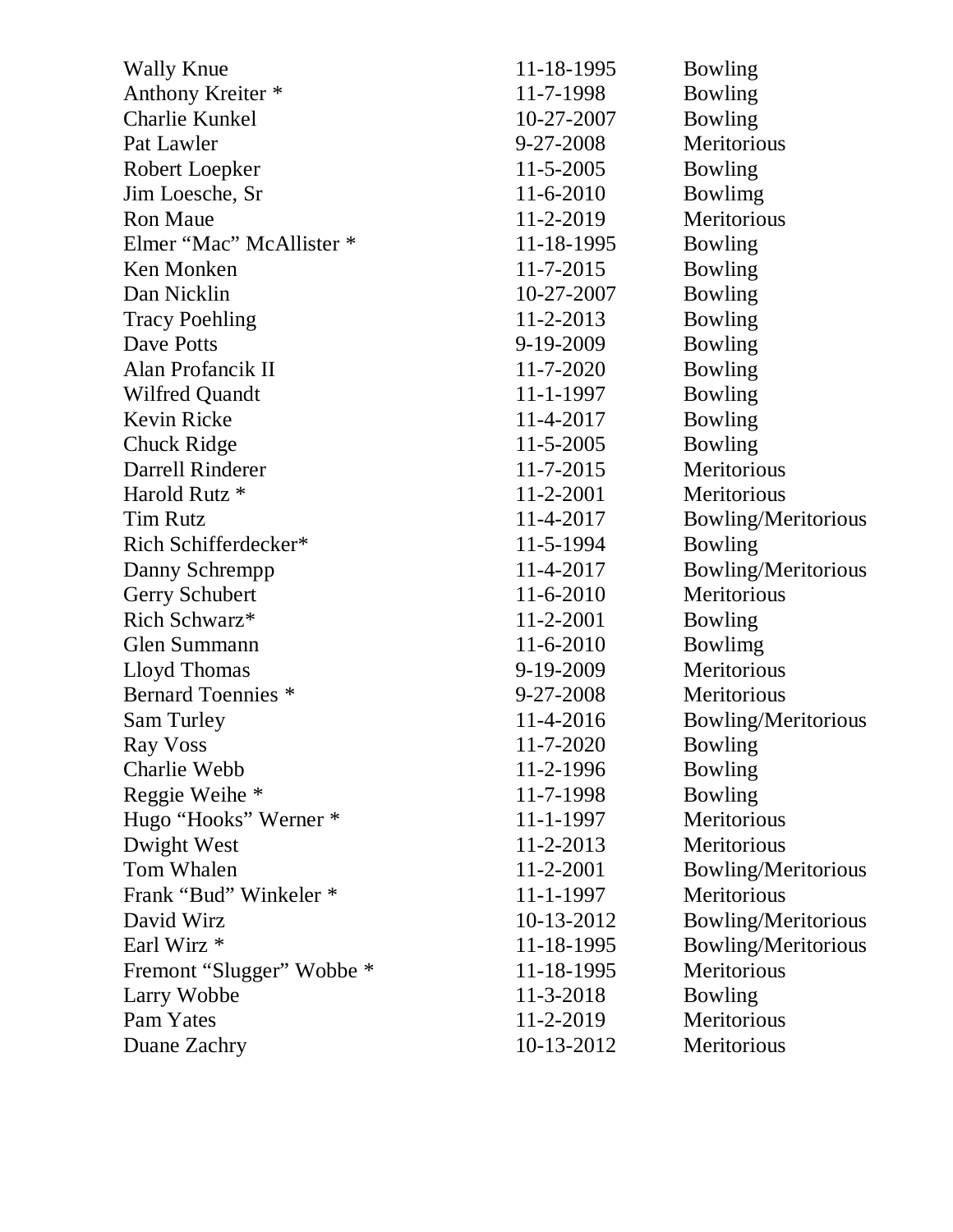| | | |
|---|---|---|
| Wally Knue | 11-18-1995 | Bowling |
| Anthony Kreiter * | 11-7-1998 | Bowling |
| Charlie Kunkel | 10-27-2007 | Bowling |
| Pat Lawler | 9-27-2008 | Meritorious |
| Robert Loepker | 11-5-2005 | Bowling |
| Jim Loesche, Sr | 11-6-2010 | Bowlimg |
| Ron Maue | 11-2-2019 | Meritorious |
| Elmer "Mac" McAllister * | 11-18-1995 | Bowling |
| Ken Monken | 11-7-2015 | Bowling |
| Dan Nicklin | 10-27-2007 | Bowling |
| Tracy Poehling | 11-2-2013 | Bowling |
| Dave Potts | 9-19-2009 | Bowling |
| Alan Profancik II | 11-7-2020 | Bowling |
| Wilfred Quandt | 11-1-1997 | Bowling |
| Kevin Ricke | 11-4-2017 | Bowling |
| Chuck Ridge | 11-5-2005 | Bowling |
| Darrell Rinderer | 11-7-2015 | Meritorious |
| Harold Rutz * | 11-2-2001 | Meritorious |
| Tim Rutz | 11-4-2017 | Bowling/Meritorious |
| Rich Schifferdecker* | 11-5-1994 | Bowling |
| Danny Schrempp | 11-4-2017 | Bowling/Meritorious |
| Gerry Schubert | 11-6-2010 | Meritorious |
| Rich Schwarz* | 11-2-2001 | Bowling |
| Glen Summann | 11-6-2010 | Bowlimg |
| Lloyd Thomas | 9-19-2009 | Meritorious |
| Bernard Toennies * | 9-27-2008 | Meritorious |
| Sam Turley | 11-4-2016 | Bowling/Meritorious |
| Ray Voss | 11-7-2020 | Bowling |
| Charlie Webb | 11-2-1996 | Bowling |
| Reggie Weihe * | 11-7-1998 | Bowling |
| Hugo "Hooks" Werner * | 11-1-1997 | Meritorious |
| Dwight West | 11-2-2013 | Meritorious |
| Tom Whalen | 11-2-2001 | Bowling/Meritorious |
| Frank "Bud" Winkeler * | 11-1-1997 | Meritorious |
| David Wirz | 10-13-2012 | Bowling/Meritorious |
| Earl Wirz * | 11-18-1995 | Bowling/Meritorious |
| Fremont "Slugger" Wobbe * | 11-18-1995 | Meritorious |
| Larry Wobbe | 11-3-2018 | Bowling |
| Pam Yates | 11-2-2019 | Meritorious |
| Duane Zachry | 10-13-2012 | Meritorious |